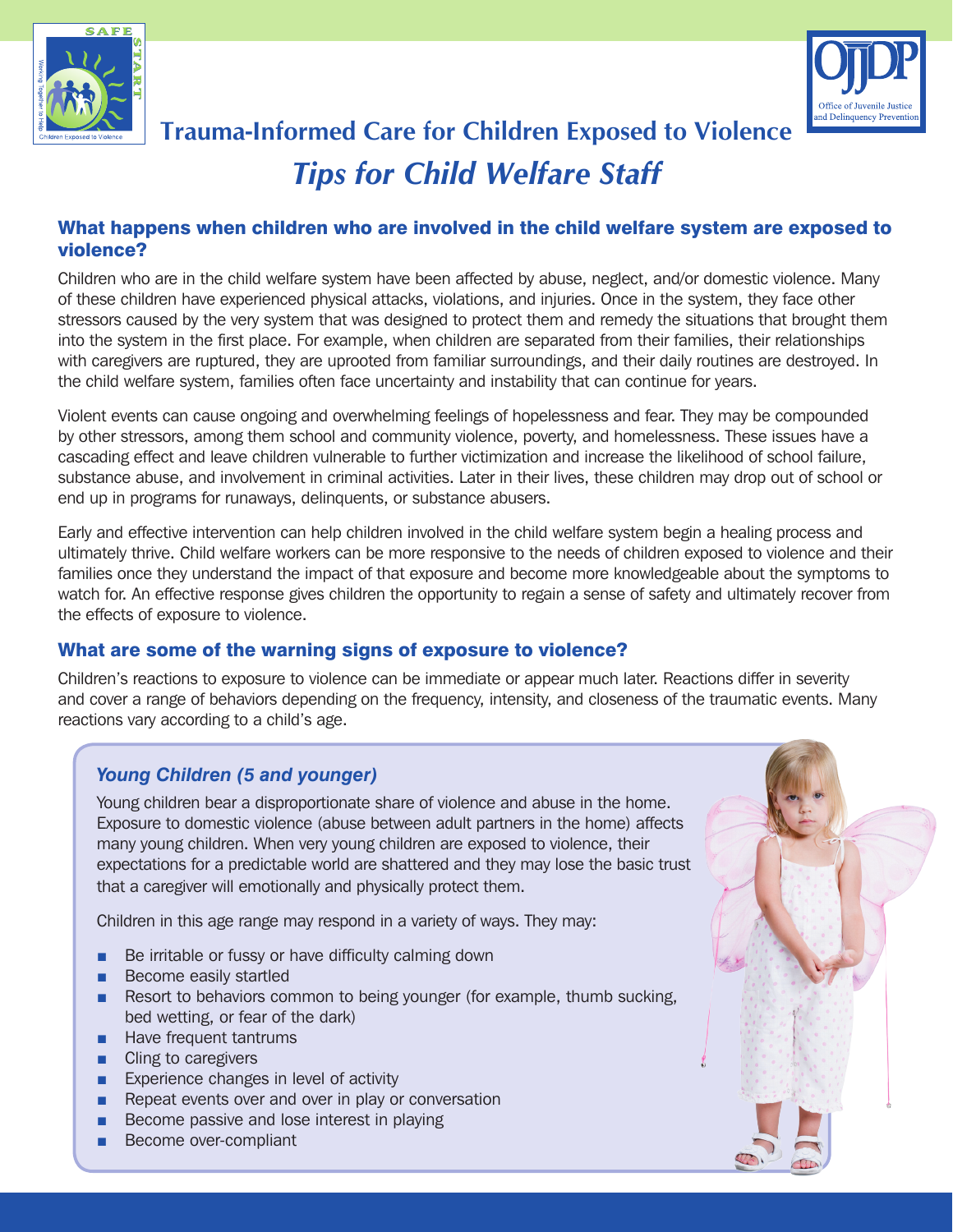# Trauma-Informed Care for Children Exposed to Violence

## *Tips for Child Welfare Staff*

### What happens when children who are involved in the child welfare system are exposed to violence?

Children who are in the child welfare system have been affected by abuse, neglect, and/or domestic violence. Many of these children have experienced physical attacks, violations, and injuries. Once in the system, they face other stressors caused by the very system that was designed to protect them and remedy the situations that brought them into the system in the first place. For example, when children are separated from their families, their relationships with caregivers are ruptured, they are uprooted from familiar surroundings, and their daily routines are destroyed. In the child welfare system, families often face uncertainty and instability that can continue for years.

Violent events can cause ongoing and overwhelming feelings of hopelessness and fear. They may be compounded by other stressors, among them school and community violence, poverty, and homelessness. These issues have a cascading effect and leave children vulnerable to further victimization and increase the likelihood of school failure, substance abuse, and involvement in criminal activities. Later in their lives, these children may drop out of school or end up in programs for runaways, delinquents, or substance abusers.

Early and effective intervention can help children involved in the child welfare system begin a healing process and ultimately thrive. Child welfare workers can be more responsive to the needs of children exposed to violence and their families once they understand the impact of that exposure and become more knowledgeable about the symptoms to watch for. An effective response gives children the opportunity to regain a sense of safety and ultimately recover from the effects of exposure to violence.

### What are some of the warning signs of exposure to violence?

Children's reactions to exposure to violence can be immediate or appear much later. Reactions differ in severity and cover a range of behaviors depending on the frequency, intensity, and closeness of the traumatic events. Many reactions vary according to a child's age.

#### *Young Children (5 and younger)*

Young children bear a disproportionate share of violence and abuse in the home. Exposure to domestic violence (abuse between adult partners in the home) affects many young children. When very young children are exposed to violence, their expectations for a predictable world are shattered and they may lose the basic trust that a caregiver will emotionally and physically protect them.

Children in this age range may respond in a variety of ways. They may:

- Be irritable or fussy or have difficulty calming down
- Become easily startled
- Resort to behaviors common to being younger (for example, thumb sucking, bed wetting, or fear of the dark)
- Have frequent tantrums
- Cling to caregivers
- Experience changes in level of activity
- Repeat events over and over in play or conversation
- Become passive and lose interest in playing
- Become over-compliant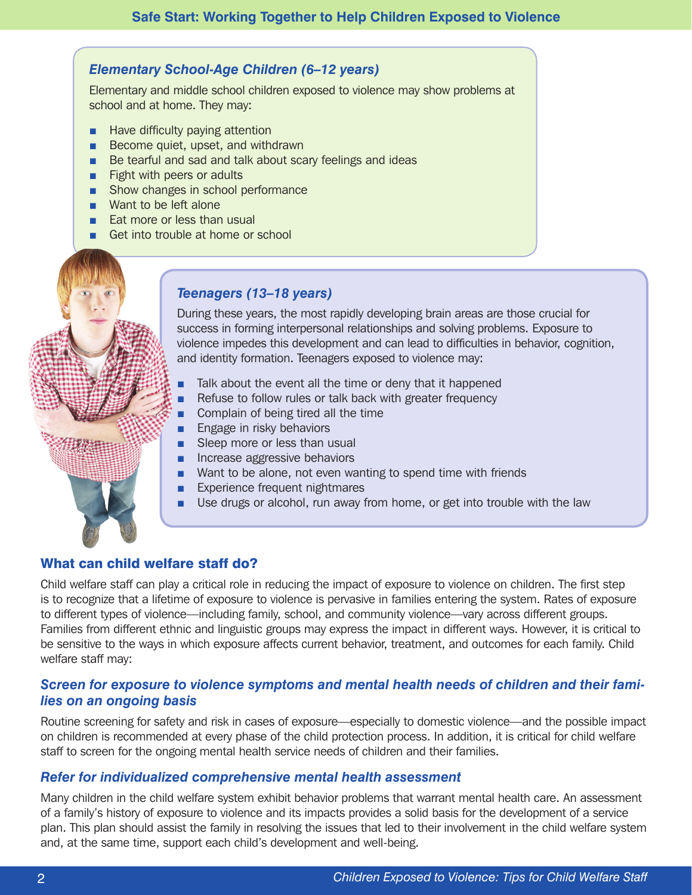### *Elementary School-Age Children (6–12 years)*

Elementary and middle school children exposed to violence may show problems at school and at home. They may:

- Have difficulty paying attention
- Become quiet, upset, and withdrawn
- Be tearful and sad and talk about scary feelings and ideas
- Fight with peers or adults
- Show changes in school performance
- Want to be left alone
- Eat more or less than usual
- Get into trouble at home or school

### *Teenagers (13–18 years)*

During these years, the most rapidly developing brain areas are those crucial for success in forming interpersonal relationships and solving problems. Exposure to violence impedes this development and can lead to difficulties in behavior, cognition, and identity formation. Teenagers exposed to violence may:

- Talk about the event all the time or deny that it happened
- Refuse to follow rules or talk back with greater frequency
- Complain of being tired all the time
- Engage in risky behaviors
- Sleep more or less than usual
- Increase aggressive behaviors
- Want to be alone, not even wanting to spend time with friends
- Experience frequent nightmares
- Use drugs or alcohol, run away from home, or get into trouble with the law

## What can child welfare staff do?

Child welfare staff can play a critical role in reducing the impact of exposure to violence on children. The first step is to recognize that a lifetime of exposure to violence is pervasive in families entering the system. Rates of exposure to different types of violence—including family, school, and community violence—vary across different groups. Families from different ethnic and linguistic groups may express the impact in different ways. However, it is critical to be sensitive to the ways in which exposure affects current behavior, treatment, and outcomes for each family. Child welfare staff may:

### *Screen for exposure to violence symptoms and mental health needs of children and their families on an ongoing basis*

Routine screening for safety and risk in cases of exposure—especially to domestic violence—and the possible impact on children is recommended at every phase of the child protection process. In addition, it is critical for child welfare staff to screen for the ongoing mental health service needs of children and their families.

### *Refer for individualized comprehensive mental health assessment*

Many children in the child welfare system exhibit behavior problems that warrant mental health care. An assessment of a family's history of exposure to violence and its impacts provides a solid basis for the development of a service plan. This plan should assist the family in resolving the issues that led to their involvement in the child welfare system and, at the same time, support each child's development and well-being.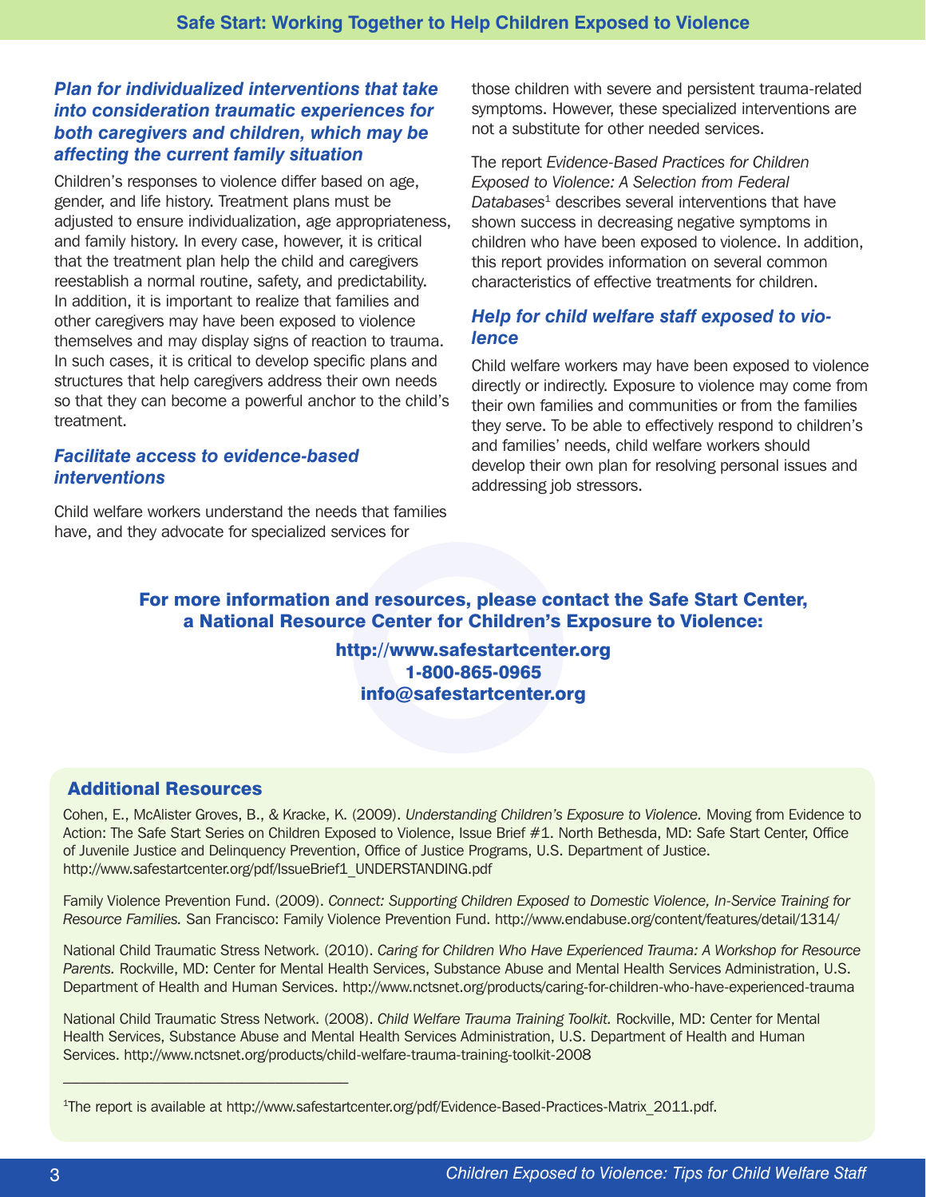### Plan for individualized interventions that take into consideration traumatic experiences for both caregivers and children, which may be affecting the current family situation

Children's responses to violence differ based on age, gender, and life history. Treatment plans must be adjusted to ensure individualization, age appropriateness, and family history. In every case, however, it is critical that the treatment plan help the child and caregivers reestablish a normal routine, safety, and predictability. In addition, it is important to realize that families and other caregivers may have been exposed to violence themselves and may display signs of reaction to trauma. In such cases, it is critical to develop specific plans and structures that help caregivers address their own needs so that they can become a powerful anchor to the child's treatment.

### Facilitate access to evidence-based interventions

Child welfare workers understand the needs that families have, and they advocate for specialized services for those children with severe and persistent trauma-related symptoms. However, these specialized interventions are not a substitute for other needed services.

The report *Evidence-Based Practices for Children Exposed to Violence: A Selection from Federal Databases*[1] describes several interventions that have shown success in decreasing negative symptoms in children who have been exposed to violence. In addition, this report provides information on several common characteristics of effective treatments for children.

### Help for child welfare staff exposed to violence

Child welfare workers may have been exposed to violence directly or indirectly. Exposure to violence may come from their own families and communities or from the families they serve. To be able to effectively respond to children's and families' needs, child welfare workers should develop their own plan for resolving personal issues and addressing job stressors.

**For more information and resources, please contact the Safe Start Center, a National Resource Center for Children's Exposure to Violence:**

**http://www.safestartcenter.org**
**1-800-865-0965**
**info@safestartcenter.org**

## Additional Resources

Cohen, E., McAlister Groves, B., & Kracke, K. (2009). *Understanding Children's Exposure to Violence.* Moving from Evidence to Action: The Safe Start Series on Children Exposed to Violence, Issue Brief #1. North Bethesda, MD: Safe Start Center, Office of Juvenile Justice and Delinquency Prevention, Office of Justice Programs, U.S. Department of Justice. http://www.safestartcenter.org/pdf/IssueBrief1_UNDERSTANDING.pdf

Family Violence Prevention Fund. (2009). *Connect: Supporting Children Exposed to Domestic Violence, In-Service Training for Resource Families.* San Francisco: Family Violence Prevention Fund. http://www.endabuse.org/content/features/detail/1314/

National Child Traumatic Stress Network. (2010). *Caring for Children Who Have Experienced Trauma: A Workshop for Resource Parents.* Rockville, MD: Center for Mental Health Services, Substance Abuse and Mental Health Services Administration, U.S. Department of Health and Human Services. http://www.nctsnet.org/products/caring-for-children-who-have-experienced-trauma

National Child Traumatic Stress Network. (2008). *Child Welfare Trauma Training Toolkit.* Rockville, MD: Center for Mental Health Services, Substance Abuse and Mental Health Services Administration, U.S. Department of Health and Human Services. http://www.nctsnet.org/products/child-welfare-trauma-training-toolkit-2008

---

[1] The report is available at http://www.safestartcenter.org/pdf/Evidence-Based-Practices-Matrix_2011.pdf.